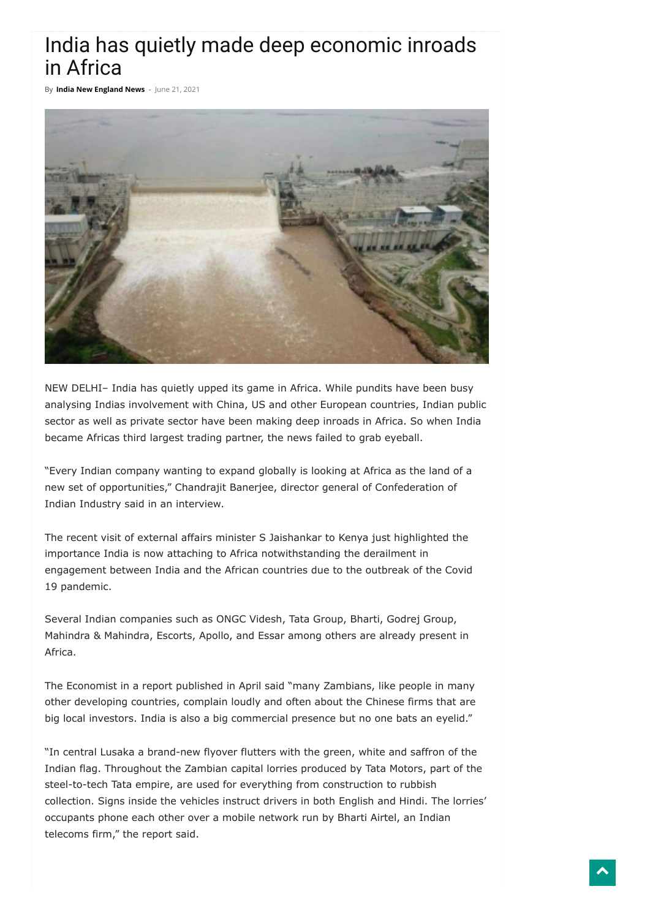# India has quietly made deep economic inroads in Africa

By **India New England News** - June 21, 2021

NEW DELHI– India has quietly upped its game in Africa. While pundits have been busy analysing Indias involvement with China, US and other European countries, Indian public sector as well as private sector have been making deep inroads in Africa. So when India became Africas third largest trading partner, the news failed to grab eyeball.

"Every Indian company wanting to expand globally is looking at Africa as the land of a new set of opportunities," Chandrajit Banerjee, director general of Confederation of Indian Industry said in an interview.

The recent visit of external affairs minister S Jaishankar to Kenya just highlighted the importance India is now attaching to Africa notwithstanding the derailment in engagement between India and the African countries due to the outbreak of the Covid 19 pandemic.

Several Indian companies such as ONGC Videsh, Tata Group, Bharti, Godrej Group, Mahindra & Mahindra, Escorts, Apollo, and Essar among others are already present in Africa.

The Economist in a report published in April said "many Zambians, like people in many other developing countries, complain loudly and often about the Chinese firms that are big local investors. India is also a big commercial presence but no one bats an eyelid."

"In central Lusaka a brand-new flyover flutters with the green, white and saffron of the Indian flag. Throughout the Zambian capital lorries produced by Tata Motors, part of the steel-to-tech Tata empire, are used for everything from construction to rubbish collection. Signs inside the vehicles instruct drivers in both English and Hindi. The lorries' occupants phone each other over a mobile network run by Bharti Airtel, an Indian telecoms firm," the report said.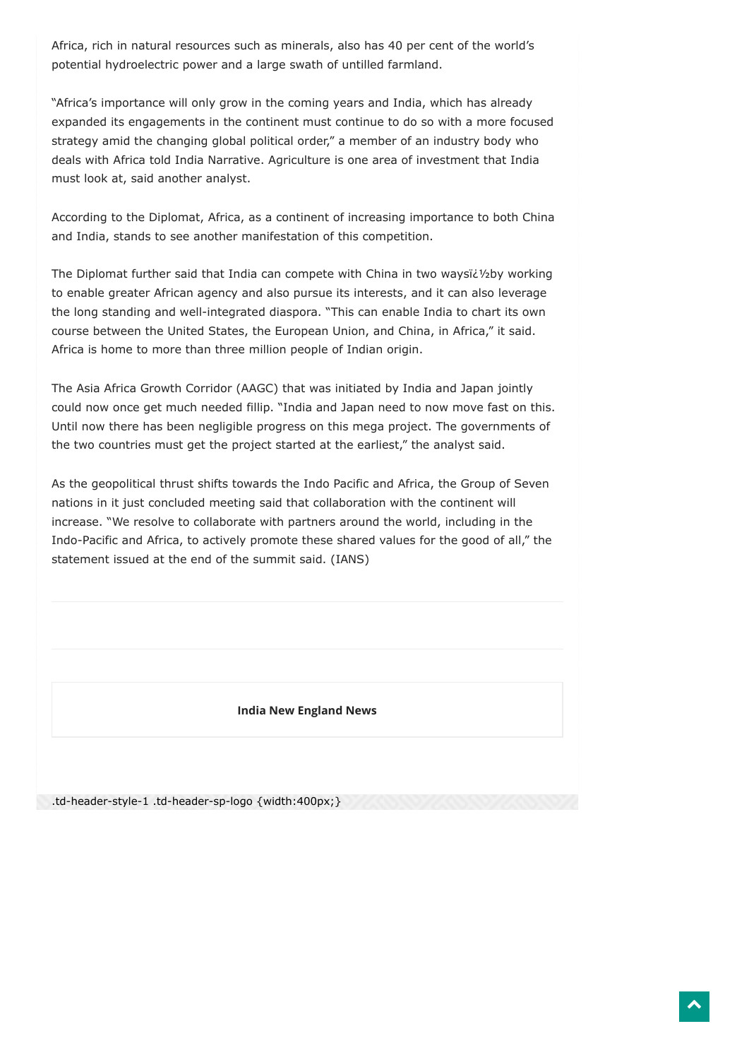Africa, rich in natural resources such as minerals, also has 40 per cent of the world's potential hydroelectric power and a large swath of untilled farmland.

"Africa's importance will only grow in the coming years and India, which has already expanded its engagements in the continent must continue to do so with a more focused strategy amid the changing global political order," a member of an industry body who deals with Africa told India Narrative. Agriculture is one area of investment that India must look at, said another analyst.

According to the Diplomat, Africa, as a continent of increasing importance to both China and India, stands to see another manifestation of this competition.

The Diplomat further said that India can compete with China in two waysï¿½by working to enable greater African agency and also pursue its interests, and it can also leverage the long standing and well-integrated diaspora. "This can enable India to chart its own course between the United States, the European Union, and China, in Africa," it said. Africa is home to more than three million people of Indian origin.

The Asia Africa Growth Corridor (AAGC) that was initiated by India and Japan jointly could now once get much needed fillip. "India and Japan need to now move fast on this. Until now there has been negligible progress on this mega project. The governments of the two countries must get the project started at the earliest," the analyst said.

As the geopolitical thrust shifts towards the Indo Pacific and Africa, the Group of Seven nations in it just concluded meeting said that collaboration with the continent will increase. "We resolve to collaborate with partners around the world, including in the Indo-Pacific and Africa, to actively promote these shared values for the good of all," the statement issued at the end of the summit said. (IANS)

**India New England News**

.td-header-style-1 .td-header-sp-logo {width:400px;}